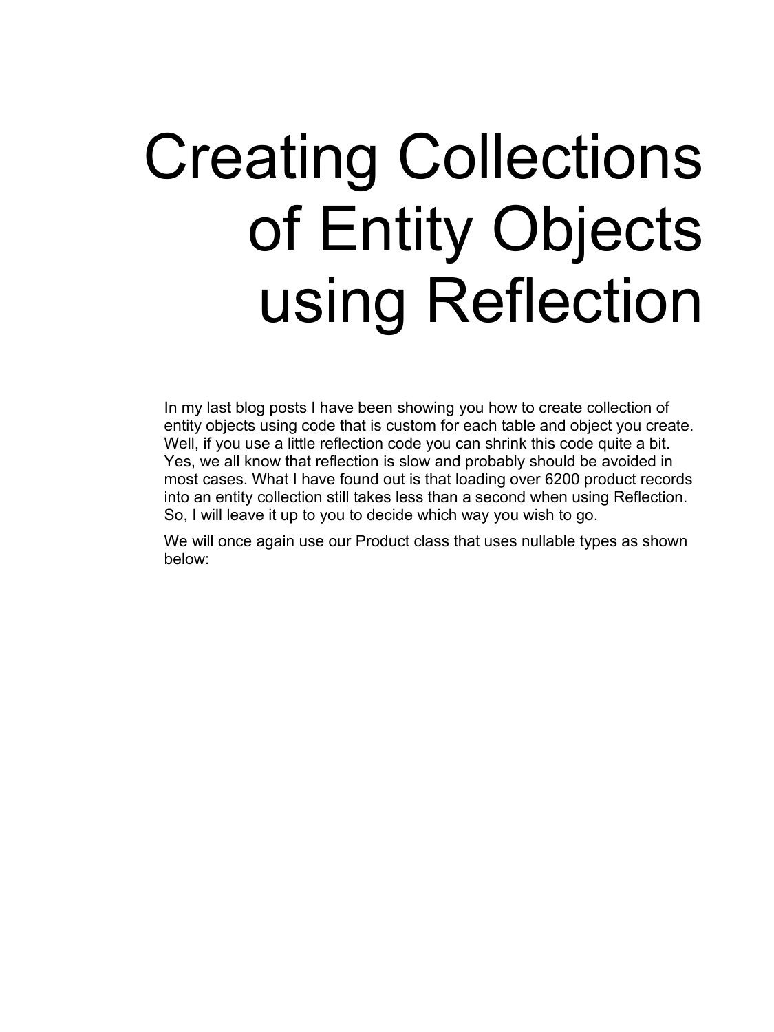# Creating Collections of Entity Objects using Reflection

In my last blog posts I have been showing you how to create collection of entity objects using code that is custom for each table and object you create. Well, if you use a little reflection code you can shrink this code quite a bit. Yes, we all know that reflection is slow and probably should be avoided in most cases. What I have found out is that loading over 6200 product records into an entity collection still takes less than a second when using Reflection. So, I will leave it up to you to decide which way you wish to go.

We will once again use our Product class that uses nullable types as shown below: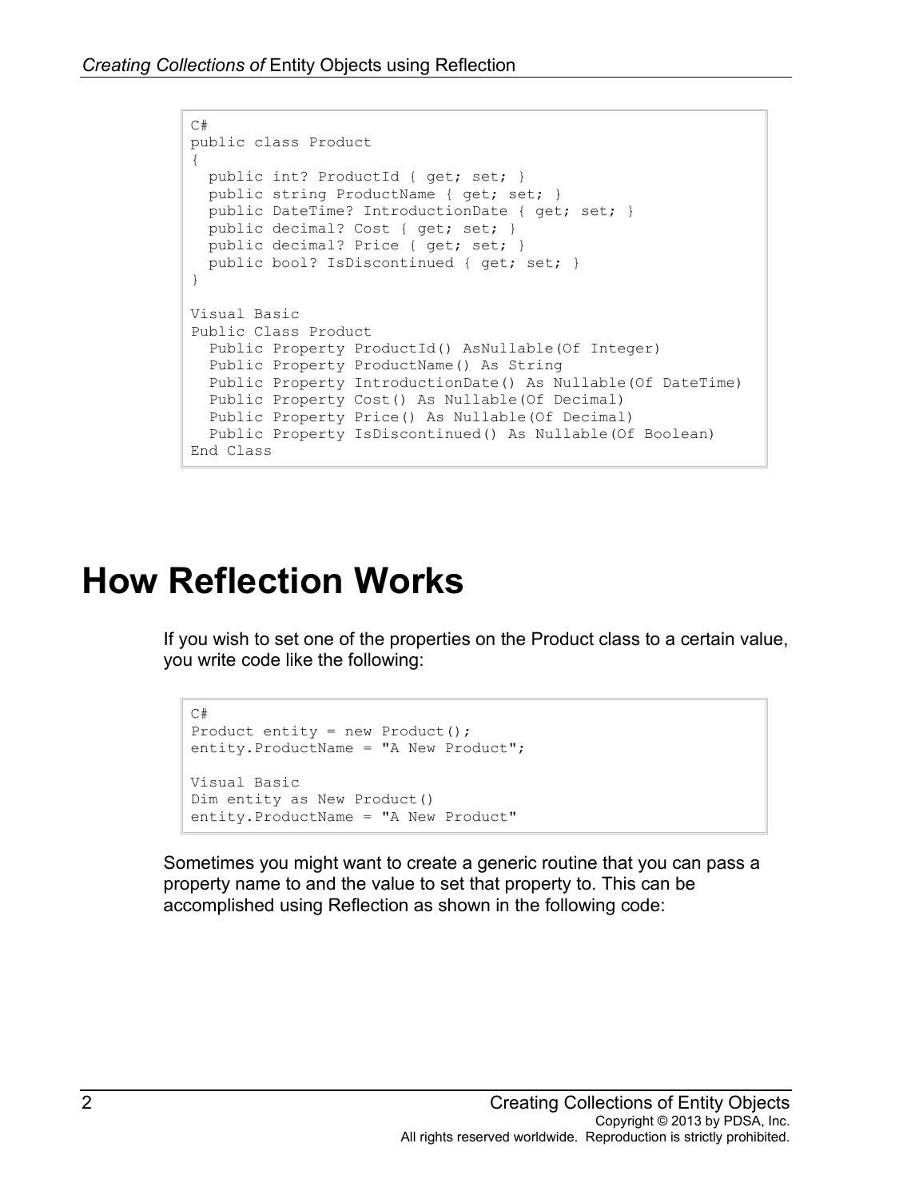```
C#
public class Product
{
  public int? ProductId { get; set; }
  public string ProductName { get; set; }
  public DateTime? IntroductionDate { get; set; }
  public decimal? Cost { get; set; }
  public decimal? Price { get; set; }
  public bool? IsDiscontinued { get; set; }
}

Visual Basic
Public Class Product
  Public Property ProductId() AsNullable(Of Integer)
  Public Property ProductName() As String
  Public Property IntroductionDate() As Nullable(Of DateTime)
  Public Property Cost() As Nullable(Of Decimal)
  Public Property Price() As Nullable(Of Decimal)
  Public Property IsDiscontinued() As Nullable(Of Boolean)
End Class
```

# How Reflection Works

If you wish to set one of the properties on the Product class to a certain value, you write code like the following:

```
C#
Product entity = new Product();
entity.ProductName = "A New Product";

Visual Basic
Dim entity as New Product()
entity.ProductName = "A New Product"
```

Sometimes you might want to create a generic routine that you can pass a property name to and the value to set that property to. This can be accomplished using Reflection as shown in the following code: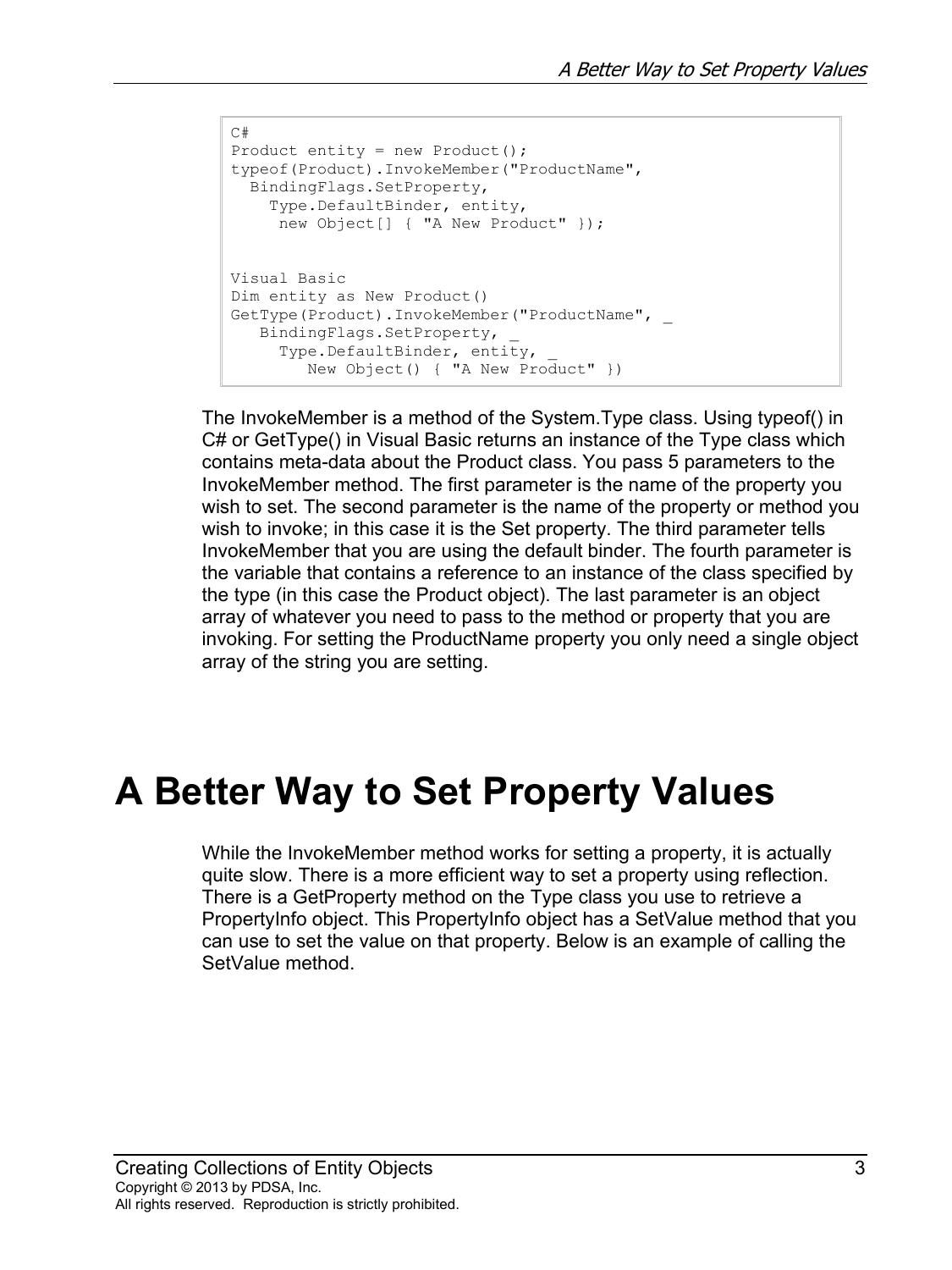```
C#
Product entity = new Product();
typeof(Product).InvokeMember("ProductName",
  BindingFlags.SetProperty,
    Type.DefaultBinder, entity,
     new Object[] { "A New Product" });


Visual Basic
Dim entity as New Product()
GetType(Product).InvokeMember("ProductName", _
   BindingFlags.SetProperty, _
     Type.DefaultBinder, entity, _
        New Object() { "A New Product" })
```

The InvokeMember is a method of the System.Type class. Using typeof() in C# or GetType() in Visual Basic returns an instance of the Type class which contains meta-data about the Product class. You pass 5 parameters to the InvokeMember method. The first parameter is the name of the property you wish to set. The second parameter is the name of the property or method you wish to invoke; in this case it is the Set property. The third parameter tells InvokeMember that you are using the default binder. The fourth parameter is the variable that contains a reference to an instance of the class specified by the type (in this case the Product object). The last parameter is an object array of whatever you need to pass to the method or property that you are invoking. For setting the ProductName property you only need a single object array of the string you are setting.

# A Better Way to Set Property Values

While the InvokeMember method works for setting a property, it is actually quite slow. There is a more efficient way to set a property using reflection. There is a GetProperty method on the Type class you use to retrieve a PropertyInfo object. This PropertyInfo object has a SetValue method that you can use to set the value on that property. Below is an example of calling the SetValue method.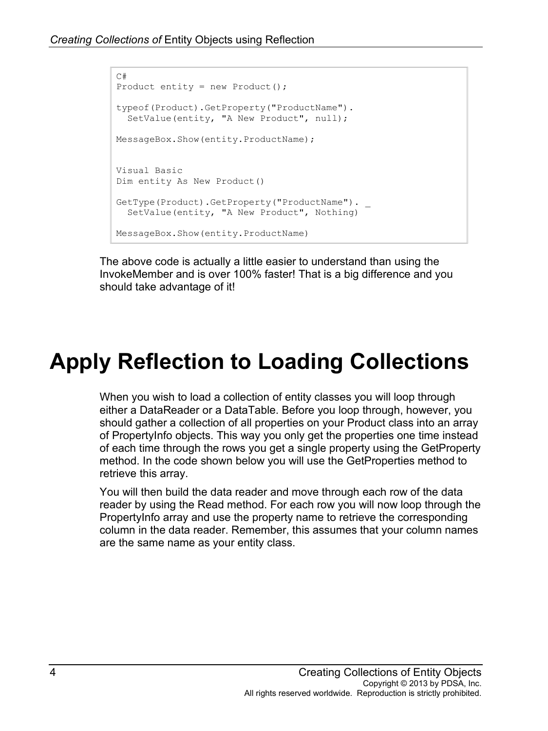```
C#
Product entity = new Product();

typeof(Product).GetProperty("ProductName").
  SetValue(entity, "A New Product", null);

MessageBox.Show(entity.ProductName);


Visual Basic
Dim entity As New Product()

GetType(Product).GetProperty("ProductName"). _
  SetValue(entity, "A New Product", Nothing)

MessageBox.Show(entity.ProductName)
```

The above code is actually a little easier to understand than using the InvokeMember and is over 100% faster! That is a big difference and you should take advantage of it!

# Apply Reflection to Loading Collections

When you wish to load a collection of entity classes you will loop through either a DataReader or a DataTable. Before you loop through, however, you should gather a collection of all properties on your Product class into an array of PropertyInfo objects. This way you only get the properties one time instead of each time through the rows you get a single property using the GetProperty method. In the code shown below you will use the GetProperties method to retrieve this array.

You will then build the data reader and move through each row of the data reader by using the Read method. For each row you will now loop through the PropertyInfo array and use the property name to retrieve the corresponding column in the data reader. Remember, this assumes that your column names are the same name as your entity class.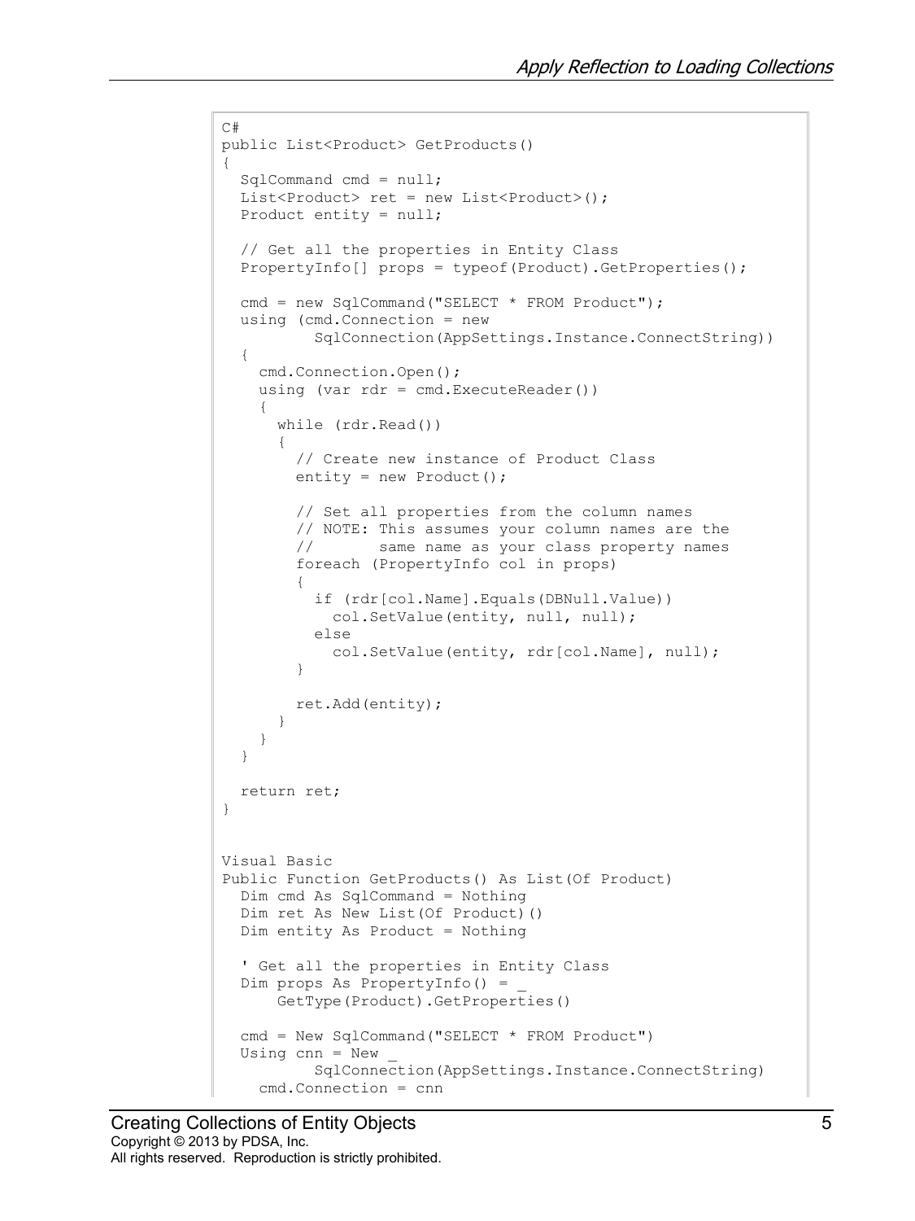```
C#
public List<Product> GetProducts()
{
  SqlCommand cmd = null;
  List<Product> ret = new List<Product>();
  Product entity = null;

  // Get all the properties in Entity Class
  PropertyInfo[] props = typeof(Product).GetProperties();

  cmd = new SqlCommand("SELECT * FROM Product");
  using (cmd.Connection = new
          SqlConnection(AppSettings.Instance.ConnectString))
  {
    cmd.Connection.Open();
    using (var rdr = cmd.ExecuteReader())
    {
      while (rdr.Read())
      {
        // Create new instance of Product Class
        entity = new Product();

        // Set all properties from the column names
        // NOTE: This assumes your column names are the
        //       same name as your class property names
        foreach (PropertyInfo col in props)
        {
          if (rdr[col.Name].Equals(DBNull.Value))
            col.SetValue(entity, null, null);
          else
            col.SetValue(entity, rdr[col.Name], null);
        }

        ret.Add(entity);
      }
    }
  }

  return ret;
}


Visual Basic
Public Function GetProducts() As List(Of Product)
  Dim cmd As SqlCommand = Nothing
  Dim ret As New List(Of Product)()
  Dim entity As Product = Nothing

  ' Get all the properties in Entity Class
  Dim props As PropertyInfo() = _
      GetType(Product).GetProperties()

  cmd = New SqlCommand("SELECT * FROM Product")
  Using cnn = New _
          SqlConnection(AppSettings.Instance.ConnectString)
    cmd.Connection = cnn
```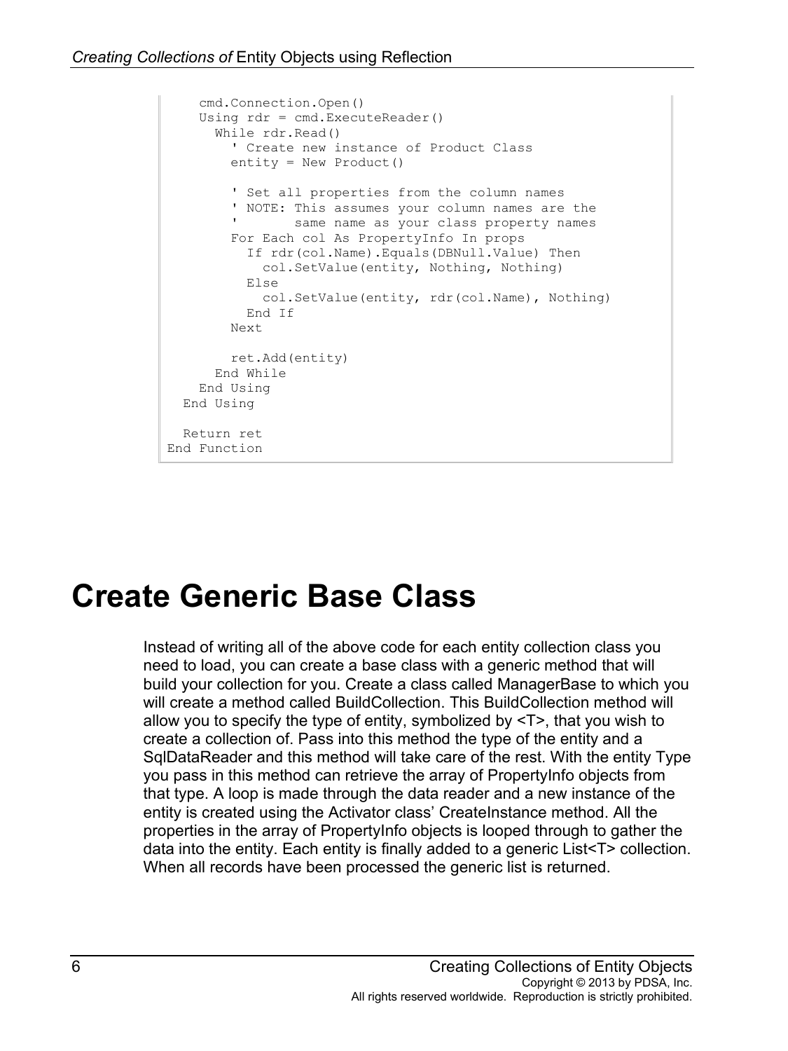```
    cmd.Connection.Open()
    Using rdr = cmd.ExecuteReader()
      While rdr.Read()
        ' Create new instance of Product Class
        entity = New Product()

        ' Set all properties from the column names
        ' NOTE: This assumes your column names are the
        '       same name as your class property names
        For Each col As PropertyInfo In props
          If rdr(col.Name).Equals(DBNull.Value) Then
            col.SetValue(entity, Nothing, Nothing)
          Else
            col.SetValue(entity, rdr(col.Name), Nothing)
          End If
        Next

        ret.Add(entity)
      End While
    End Using
  End Using

  Return ret
End Function
```

# Create Generic Base Class

Instead of writing all of the above code for each entity collection class you need to load, you can create a base class with a generic method that will build your collection for you. Create a class called ManagerBase to which you will create a method called BuildCollection. This BuildCollection method will allow you to specify the type of entity, symbolized by <T>, that you wish to create a collection of. Pass into this method the type of the entity and a SqlDataReader and this method will take care of the rest. With the entity Type you pass in this method can retrieve the array of PropertyInfo objects from that type. A loop is made through the data reader and a new instance of the entity is created using the Activator class' CreateInstance method. All the properties in the array of PropertyInfo objects is looped through to gather the data into the entity. Each entity is finally added to a generic List<T> collection. When all records have been processed the generic list is returned.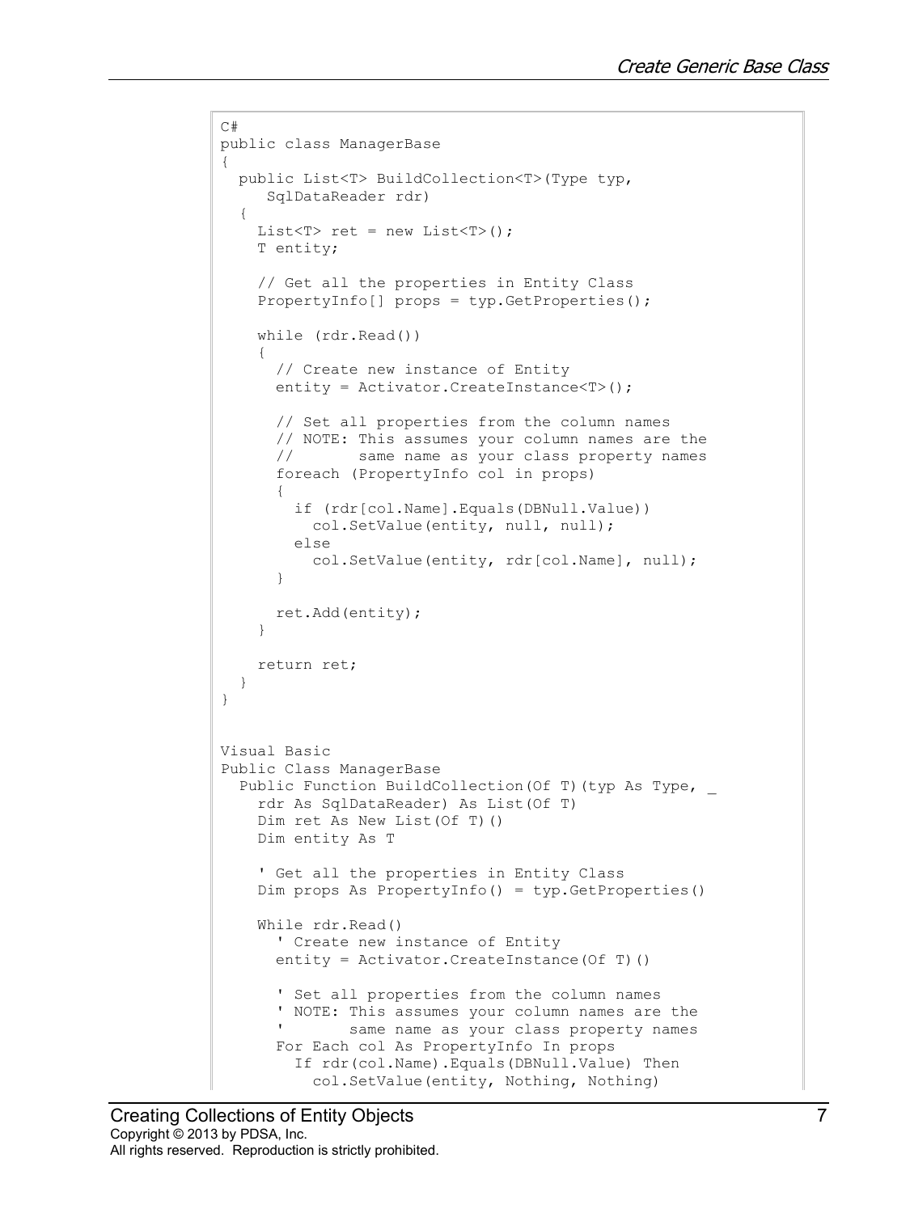```
C#
public class ManagerBase
{
  public List<T> BuildCollection<T>(Type typ,
     SqlDataReader rdr)
  {
    List<T> ret = new List<T>();
    T entity;

    // Get all the properties in Entity Class
    PropertyInfo[] props = typ.GetProperties();

    while (rdr.Read())
    {
      // Create new instance of Entity
      entity = Activator.CreateInstance<T>();

      // Set all properties from the column names
      // NOTE: This assumes your column names are the
      //       same name as your class property names
      foreach (PropertyInfo col in props)
      {
        if (rdr[col.Name].Equals(DBNull.Value))
          col.SetValue(entity, null, null);
        else
          col.SetValue(entity, rdr[col.Name], null);
      }

      ret.Add(entity);
    }

    return ret;
  }
}


Visual Basic
Public Class ManagerBase
  Public Function BuildCollection(Of T)(typ As Type, _
    rdr As SqlDataReader) As List(Of T)
    Dim ret As New List(Of T)()
    Dim entity As T

    ' Get all the properties in Entity Class
    Dim props As PropertyInfo() = typ.GetProperties()

    While rdr.Read()
      ' Create new instance of Entity
      entity = Activator.CreateInstance(Of T)()

      ' Set all properties from the column names
      ' NOTE: This assumes your column names are the
      '       same name as your class property names
      For Each col As PropertyInfo In props
        If rdr(col.Name).Equals(DBNull.Value) Then
          col.SetValue(entity, Nothing, Nothing)
```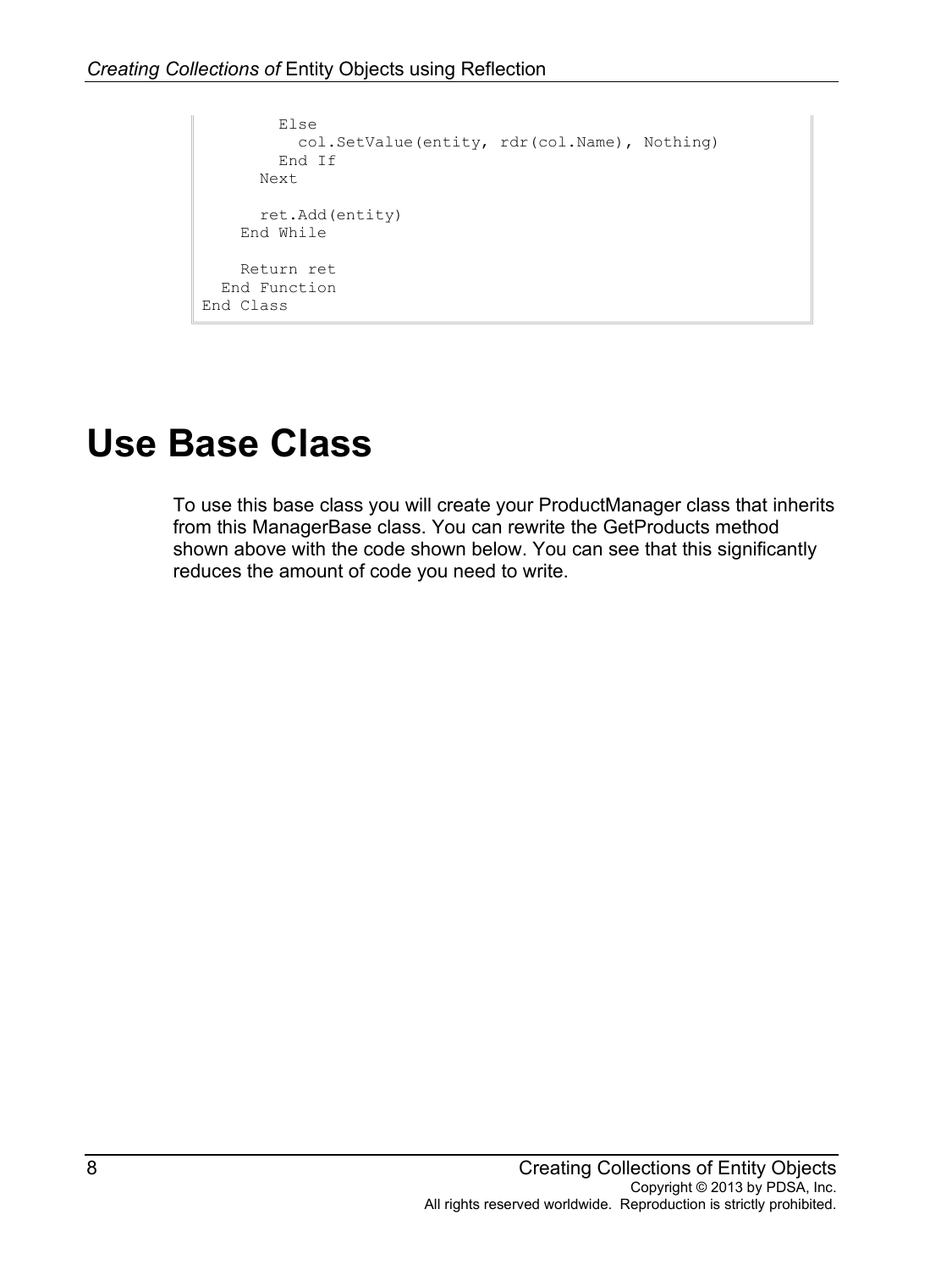```
        Else
          col.SetValue(entity, rdr(col.Name), Nothing)
        End If
      Next

      ret.Add(entity)
    End While

    Return ret
  End Function
End Class
```

# Use Base Class

To use this base class you will create your ProductManager class that inherits from this ManagerBase class. You can rewrite the GetProducts method shown above with the code shown below. You can see that this significantly reduces the amount of code you need to write.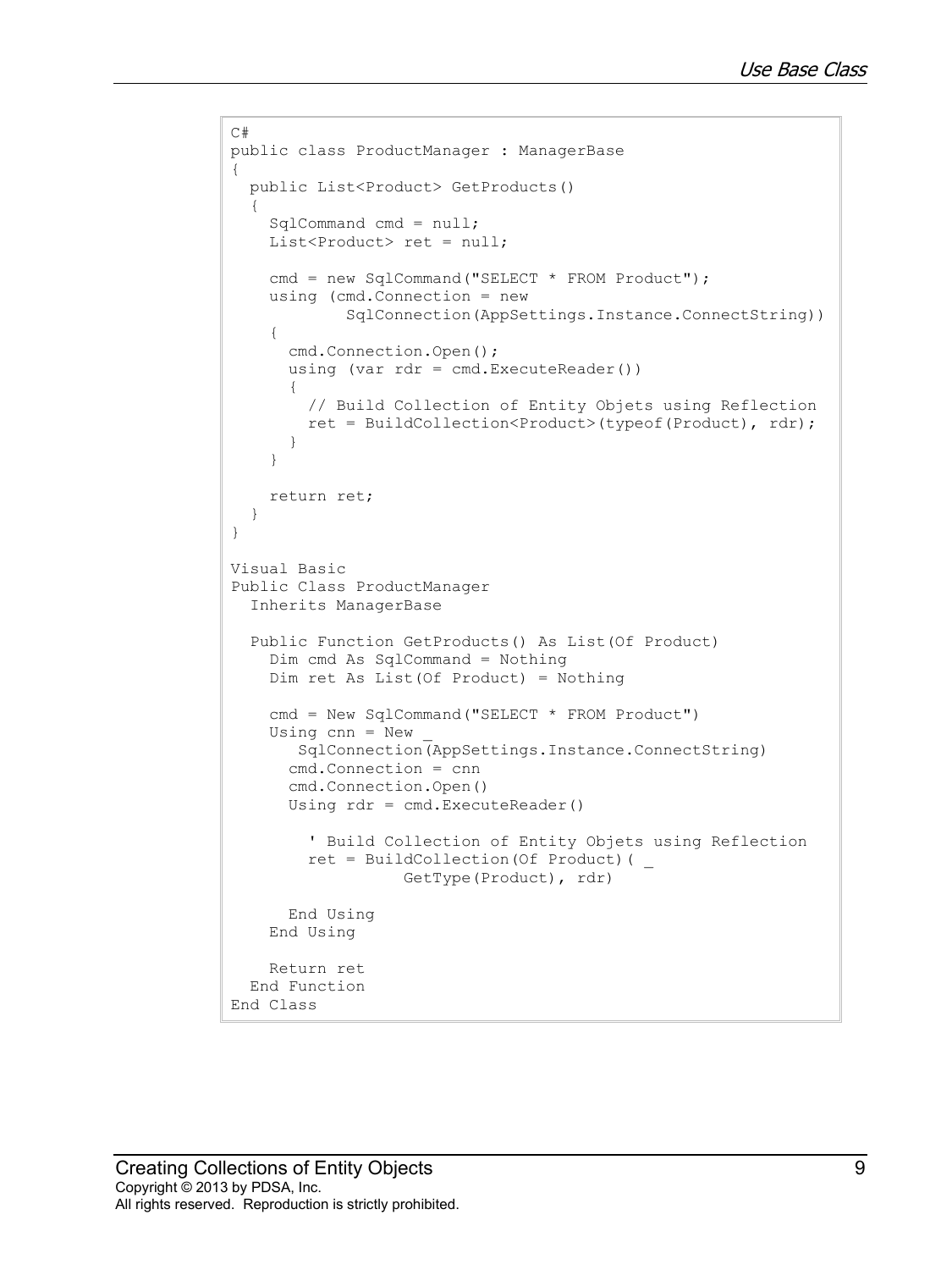```
C#
public class ProductManager : ManagerBase
{
  public List<Product> GetProducts()
  {
    SqlCommand cmd = null;
    List<Product> ret = null;

    cmd = new SqlCommand("SELECT * FROM Product");
    using (cmd.Connection = new
            SqlConnection(AppSettings.Instance.ConnectString))
    {
      cmd.Connection.Open();
      using (var rdr = cmd.ExecuteReader())
      {
        // Build Collection of Entity Objets using Reflection
        ret = BuildCollection<Product>(typeof(Product), rdr);
      }
    }

    return ret;
  }
}

Visual Basic
Public Class ProductManager
  Inherits ManagerBase

  Public Function GetProducts() As List(Of Product)
    Dim cmd As SqlCommand = Nothing
    Dim ret As List(Of Product) = Nothing

    cmd = New SqlCommand("SELECT * FROM Product")
    Using cnn = New _
       SqlConnection(AppSettings.Instance.ConnectString)
      cmd.Connection = cnn
      cmd.Connection.Open()
      Using rdr = cmd.ExecuteReader()

        ' Build Collection of Entity Objets using Reflection
        ret = BuildCollection(Of Product)( _
                  GetType(Product), rdr)

      End Using
    End Using

    Return ret
  End Function
End Class
```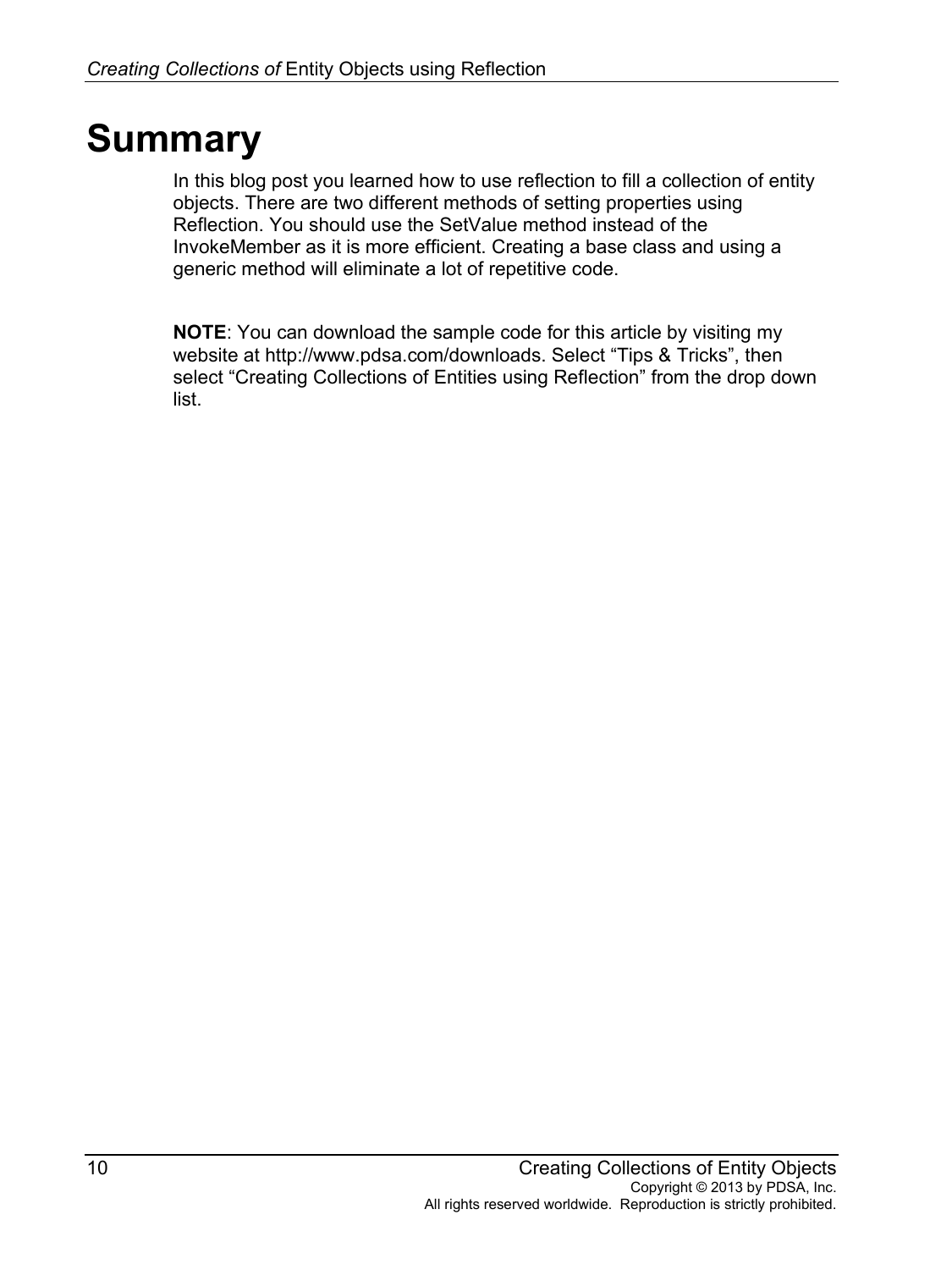# Summary

In this blog post you learned how to use reflection to fill a collection of entity objects. There are two different methods of setting properties using Reflection. You should use the SetValue method instead of the InvokeMember as it is more efficient. Creating a base class and using a generic method will eliminate a lot of repetitive code.

**NOTE**: You can download the sample code for this article by visiting my website at http://www.pdsa.com/downloads. Select “Tips & Tricks”, then select “Creating Collections of Entities using Reflection” from the drop down list.